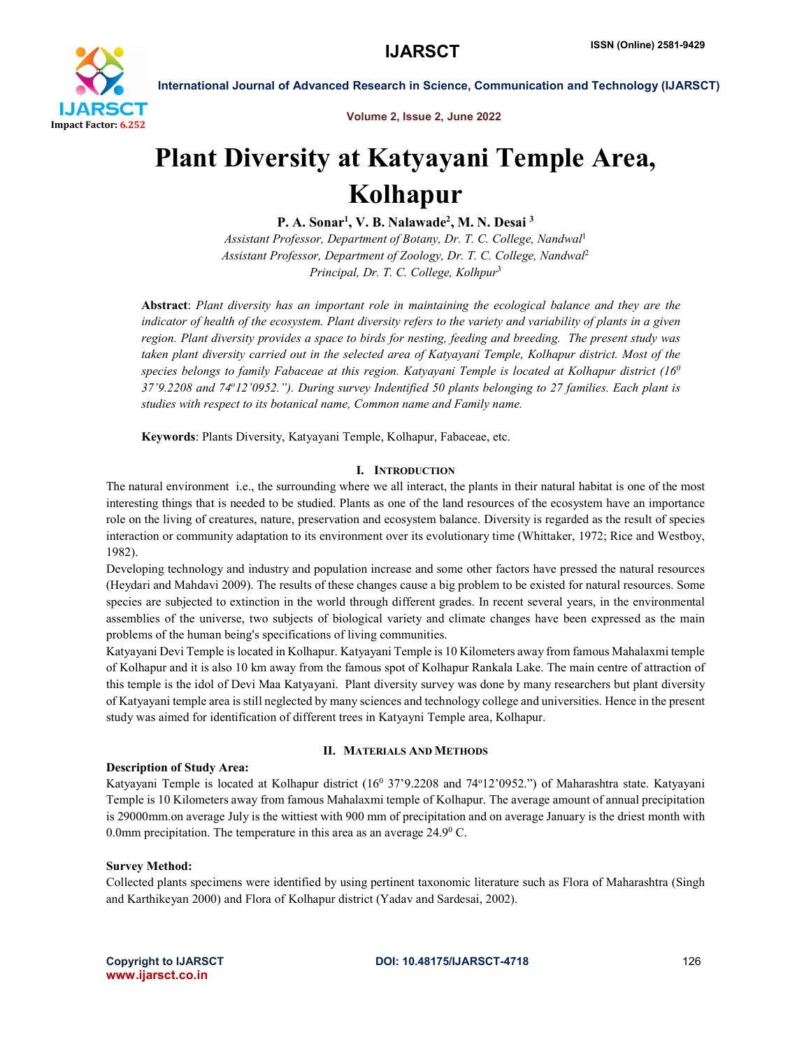# Plant Diversity at Katyayani Temple Area, Kolhapur

**P. A. Sonar[1], V. B. Nalawade[2], M. N. Desai [3]**

*Assistant Professor, Department of Botany, Dr. T. C. College, Nandwal[1]*
*Assistant Professor, Department of Zoology, Dr. T. C. College, Nandwal[2]*
*Principal, Dr. T. C. College, Kolhpur[3]*

**Abstract**: *Plant diversity has an important role in maintaining the ecological balance and they are the indicator of health of the ecosystem. Plant diversity refers to the variety and variability of plants in a given region. Plant diversity provides a space to birds for nesting, feeding and breeding. The present study was taken plant diversity carried out in the selected area of Katyayani Temple, Kolhapur district. Most of the species belongs to family Fabaceae at this region. Katyayani Temple is located at Kolhapur district (16$^{0}$ 37'9.2208 and 74$^{o}$12'0952."). During survey Indentified 50 plants belonging to 27 families. Each plant is studies with respect to its botanical name, Common name and Family name.*

**Keywords**: Plants Diversity, Katyayani Temple, Kolhapur, Fabaceae, etc.

## I. Introduction

The natural environment i.e., the surrounding where we all interact, the plants in their natural habitat is one of the most interesting things that is needed to be studied. Plants as one of the land resources of the ecosystem have an importance role on the living of creatures, nature, preservation and ecosystem balance. Diversity is regarded as the result of species interaction or community adaptation to its environment over its evolutionary time (Whittaker, 1972; Rice and Westboy, 1982).

Developing technology and industry and population increase and some other factors have pressed the natural resources (Heydari and Mahdavi 2009). The results of these changes cause a big problem to be existed for natural resources. Some species are subjected to extinction in the world through different grades. In recent several years, in the environmental assemblies of the universe, two subjects of biological variety and climate changes have been expressed as the main problems of the human being's specifications of living communities.

Katyayani Devi Temple is located in Kolhapur. Katyayani Temple is 10 Kilometers away from famous Mahalaxmi temple of Kolhapur and it is also 10 km away from the famous spot of Kolhapur Rankala Lake. The main centre of attraction of this temple is the idol of Devi Maa Katyayani. Plant diversity survey was done by many researchers but plant diversity of Katyayani temple area is still neglected by many sciences and technology college and universities. Hence in the present study was aimed for identification of different trees in Katyayni Temple area, Kolhapur.

## II. Materials And Methods

### Description of Study Area:

Katyayani Temple is located at Kolhapur district (16$^{0}$ 37'9.2208 and 74$^{o}$12'0952.") of Maharashtra state. Katyayani Temple is 10 Kilometers away from famous Mahalaxmi temple of Kolhapur. The average amount of annual precipitation is 29000mm.on average July is the wittiest with 900 mm of precipitation and on average January is the driest month with 0.0mm precipitation. The temperature in this area as an average 24.9$^{0}$ C.

### Survey Method:

Collected plants specimens were identified by using pertinent taxonomic literature such as Flora of Maharashtra (Singh and Karthikeyan 2000) and Flora of Kolhapur district (Yadav and Sardesai, 2002).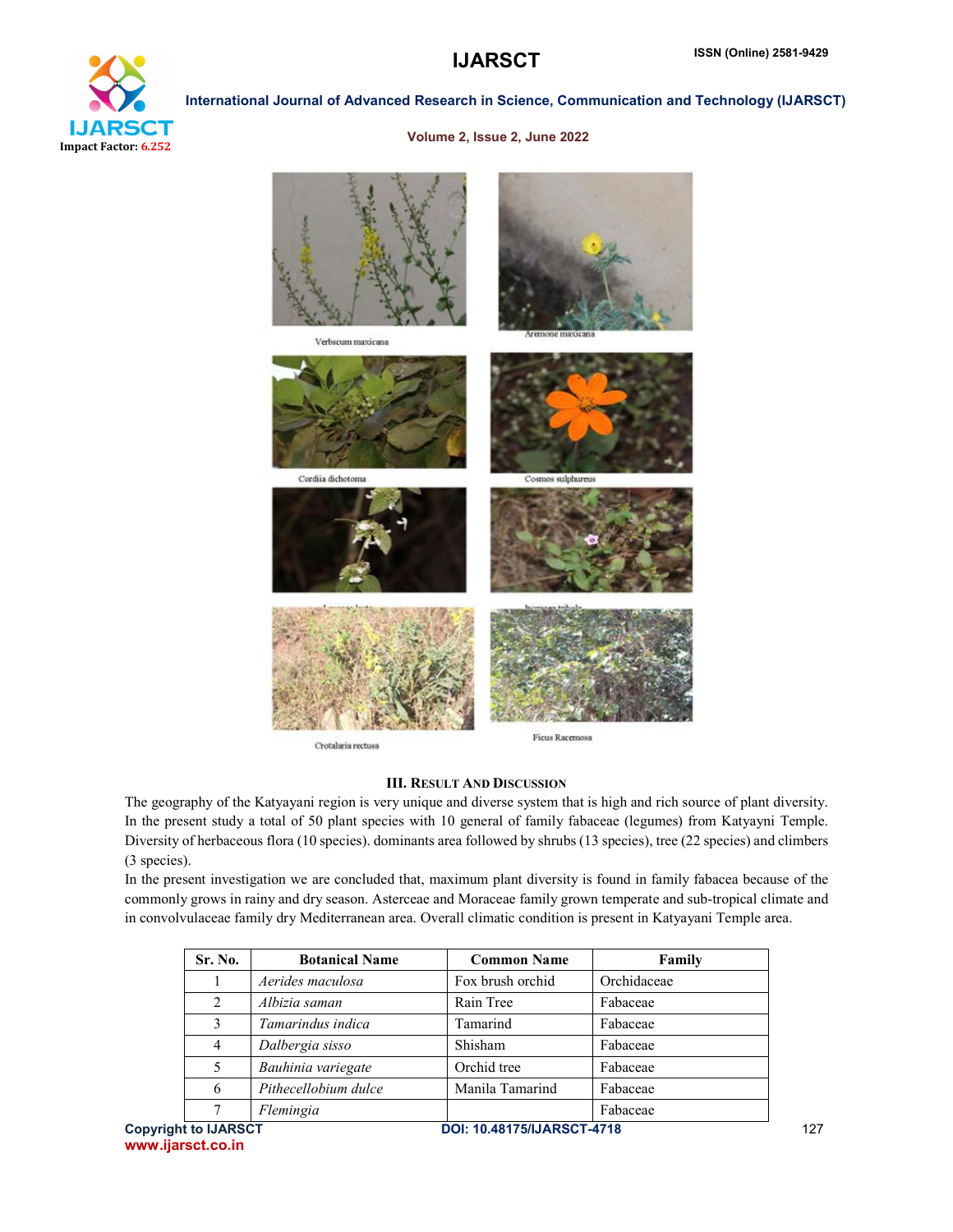Verbscum maxicana

Aremone maxicana

Cordiia dichotoma

Cosmos sulphureus

Ipomoea triloba

Crotalaria rectusa

Ficus Racemosa

### III. Result And Discussion

The geography of the Katyayani region is very unique and diverse system that is high and rich source of plant diversity. In the present study a total of 50 plant species with 10 general of family fabaceae (legumes) from Katyayni Temple. Diversity of herbaceous flora (10 species). dominants area followed by shrubs (13 species), tree (22 species) and climbers (3 species).

In the present investigation we are concluded that, maximum plant diversity is found in family fabacea because of the commonly grows in rainy and dry season. Asterceae and Moraceae family grown temperate and sub-tropical climate and in convolvulaceae family dry Mediterranean area. Overall climatic condition is present in Katyayani Temple area.

| Sr. No. | Botanical Name | Common Name | Family |
|---|---|---|---|
| 1 | *Aerides maculosa* | Fox brush orchid | Orchidaceae |
| 2 | *Albizia saman* | Rain Tree | Fabaceae |
| 3 | *Tamarindus indica* | Tamarind | Fabaceae |
| 4 | *Dalbergia sisso* | Shisham | Fabaceae |
| 5 | *Bauhinia variegate* | Orchid tree | Fabaceae |
| 6 | *Pithecellobium dulce* | Manila Tamarind | Fabaceae |
| 7 | *Flemingia* | | Fabaceae |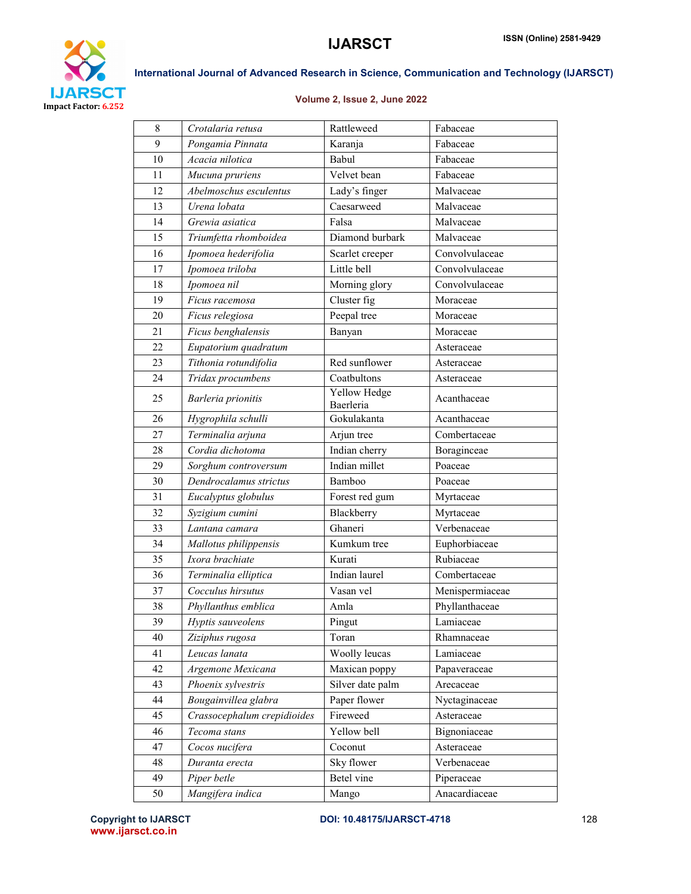| 8 | *Crotalaria retusa* | Rattleweed | Fabaceae |
|---|---|---|---|
| 9 | *Pongamia Pinnata* | Karanja | Fabaceae |
| 10 | *Acacia nilotica* | Babul | Fabaceae |
| 11 | *Mucuna pruriens* | Velvet bean | Fabaceae |
| 12 | *Abelmoschus esculentus* | Lady's finger | Malvaceae |
| 13 | *Urena lobata* | Caesarweed | Malvaceae |
| 14 | *Grewia asiatica* | Falsa | Malvaceae |
| 15 | *Triumfetta rhomboidea* | Diamond burbark | Malvaceae |
| 16 | *Ipomoea hederifolia* | Scarlet creeper | Convolvulaceae |
| 17 | *Ipomoea triloba* | Little bell | Convolvulaceae |
| 18 | *Ipomoea nil* | Morning glory | Convolvulaceae |
| 19 | *Ficus racemosa* | Cluster fig | Moraceae |
| 20 | *Ficus relegiosa* | Peepal tree | Moraceae |
| 21 | *Ficus benghalensis* | Banyan | Moraceae |
| 22 | *Eupatorium quadratum* | | Asteraceae |
| 23 | *Tithonia rotundifolia* | Red sunflower | Asteraceae |
| 24 | *Tridax procumbens* | Coatbultons | Asteraceae |
| 25 | *Barleria prionitis* | Yellow Hedge Baerleria | Acanthaceae |
| 26 | *Hygrophila schulli* | Gokulakanta | Acanthaceae |
| 27 | *Terminalia arjuna* | Arjun tree | Combertaceae |
| 28 | *Cordia dichotoma* | Indian cherry | Boraginceae |
| 29 | *Sorghum controversum* | Indian millet | Poaceae |
| 30 | *Dendrocalamus strictus* | Bamboo | Poaceae |
| 31 | *Eucalyptus globulus* | Forest red gum | Myrtaceae |
| 32 | *Syzigium cumini* | Blackberry | Myrtaceae |
| 33 | *Lantana camara* | Ghaneri | Verbenaceae |
| 34 | *Mallotus philippensis* | Kumkum tree | Euphorbiaceae |
| 35 | *Ixora brachiate* | Kurati | Rubiaceae |
| 36 | *Terminalia elliptica* | Indian laurel | Combertaceae |
| 37 | *Cocculus hirsutus* | Vasan vel | Menispermiaceae |
| 38 | *Phyllanthus emblica* | Amla | Phyllanthaceae |
| 39 | *Hyptis sauveolens* | Pingut | Lamiaceae |
| 40 | *Ziziphus rugosa* | Toran | Rhamnaceae |
| 41 | *Leucas lanata* | Woolly leucas | Lamiaceae |
| 42 | *Argemone Mexicana* | Maxican poppy | Papaveraceae |
| 43 | *Phoenix sylvestris* | Silver date palm | Arecaceae |
| 44 | *Bougainvillea glabra* | Paper flower | Nyctaginaceae |
| 45 | *Crassocephalum crepidioides* | Fireweed | Asteraceae |
| 46 | *Tecoma stans* | Yellow bell | Bignoniaceae |
| 47 | *Cocos nucifera* | Coconut | Asteraceae |
| 48 | *Duranta erecta* | Sky flower | Verbenaceae |
| 49 | *Piper betle* | Betel vine | Piperaceae |
| 50 | *Mangifera indica* | Mango | Anacardiaceae |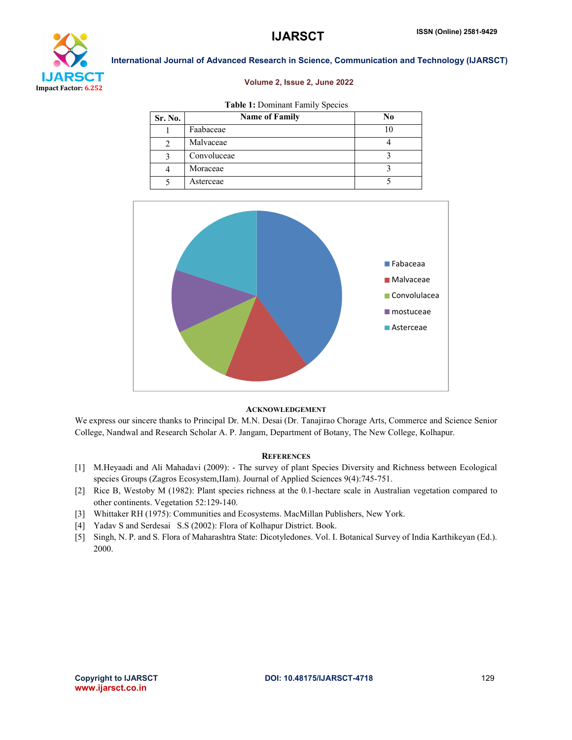**Table 1:** Dominant Family Species

| Sr. No. | Name of Family | No |
|---|---|---|
| 1 | Faabaceae | 10 |
| 2 | Malvaceae | 4 |
| 3 | Convoluceae | 3 |
| 4 | Moraceae | 3 |
| 5 | Asterceae | 5 |

Fabaceaa
Malvaceae
Convolulacea
mostuceae
Asterceae

## ACKNOWLEDGEMENT

We express our sincere thanks to Principal Dr. M.N. Desai (Dr. Tanajirao Chorage Arts, Commerce and Science Senior College, Nandwal and Research Scholar A. P. Jangam, Department of Botany, The New College, Kolhapur.

## REFERENCES

[1] M.Heyaadi and Ali Mahadavi (2009): - The survey of plant Species Diversity and Richness between Ecological species Groups (Zagros Ecosystem,IIam). Journal of Applied Sciences 9(4):745-751.

[2] Rice B, Westoby M (1982): Plant species richness at the 0.1-hectare scale in Australian vegetation compared to other continents. Vegetation 52:129-140.

[3] Whittaker RH (1975): Communities and Ecosystems. MacMillan Publishers, New York.

[4] Yadav S and Serdesai S.S (2002): Flora of Kolhapur District. Book.

[5] Singh, N. P. and S. Flora of Maharashtra State: Dicotyledones. Vol. I. Botanical Survey of India Karthikeyan (Ed.). 2000.